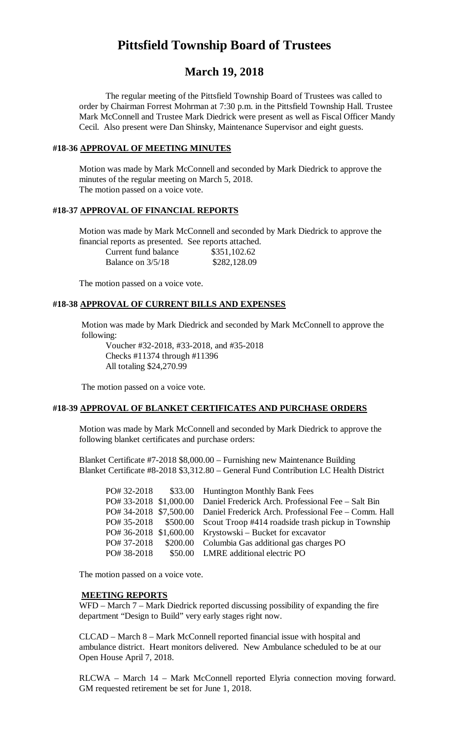# Pittsfield Township Board of Trustees

## March 19, 2018

The regular meeting of the Pittsfield Township Board of Trustees was called to order by Chairman Forrest Mohrman at 7:30 p.m. in the Pittsfield Township Hall. Trustee Mark McConnell and Trustee Mark Diedrick were present as well as Fiscal Officer Mandy Cecil. Also present were Dan Shinsky, Maintenance Supervisor and eight guests.

### #18-36 APPROVAL OF MEETING MINUTES

Motion was made by Mark McConnell and seconded by Mark Diedrick to approve the minutes of the regular meeting on March 5, 2018.
The motion passed on a voice vote.

### #18-37 APPROVAL OF FINANCIAL REPORTS

Motion was made by Mark McConnell and seconded by Mark Diedrick to approve the financial reports as presented. See reports attached.

| | |
|---|---|
| Current fund balance | $351,102.62 |
| Balance on 3/5/18 | $282,128.09 |

The motion passed on a voice vote.

### #18-38 APPROVAL OF CURRENT BILLS AND EXPENSES

Motion was made by Mark Diedrick and seconded by Mark McConnell to approve the following:

Voucher #32-2018, #33-2018, and #35-2018
Checks #11374 through #11396
All totaling $24,270.99

The motion passed on a voice vote.

### #18-39 APPROVAL OF BLANKET CERTIFICATES AND PURCHASE ORDERS

Motion was made by Mark McConnell and seconded by Mark Diedrick to approve the following blanket certificates and purchase orders:

Blanket Certificate #7-2018 $8,000.00 – Furnishing new Maintenance Building
Blanket Certificate #8-2018 $3,312.80 – General Fund Contribution LC Health District

| | | |
|---|---|---|
| PO# 32-2018 | $33.00 | Huntington Monthly Bank Fees |
| PO# 33-2018 | $1,000.00 | Daniel Frederick Arch. Professional Fee – Salt Bin |
| PO# 34-2018 | $7,500.00 | Daniel Frederick Arch. Professional Fee – Comm. Hall |
| PO# 35-2018 | $500.00 | Scout Troop #414 roadside trash pickup in Township |
| PO# 36-2018 | $1,600.00 | Krystowski – Bucket for excavator |
| PO# 37-2018 | $200.00 | Columbia Gas additional gas charges PO |
| PO# 38-2018 | $50.00 | LMRE additional electric PO |

The motion passed on a voice vote.

### MEETING REPORTS

WFD – March 7 – Mark Diedrick reported discussing possibility of expanding the fire department "Design to Build" very early stages right now.

CLCAD – March 8 – Mark McConnell reported financial issue with hospital and ambulance district. Heart monitors delivered. New Ambulance scheduled to be at our Open House April 7, 2018.

RLCWA – March 14 – Mark McConnell reported Elyria connection moving forward. GM requested retirement be set for June 1, 2018.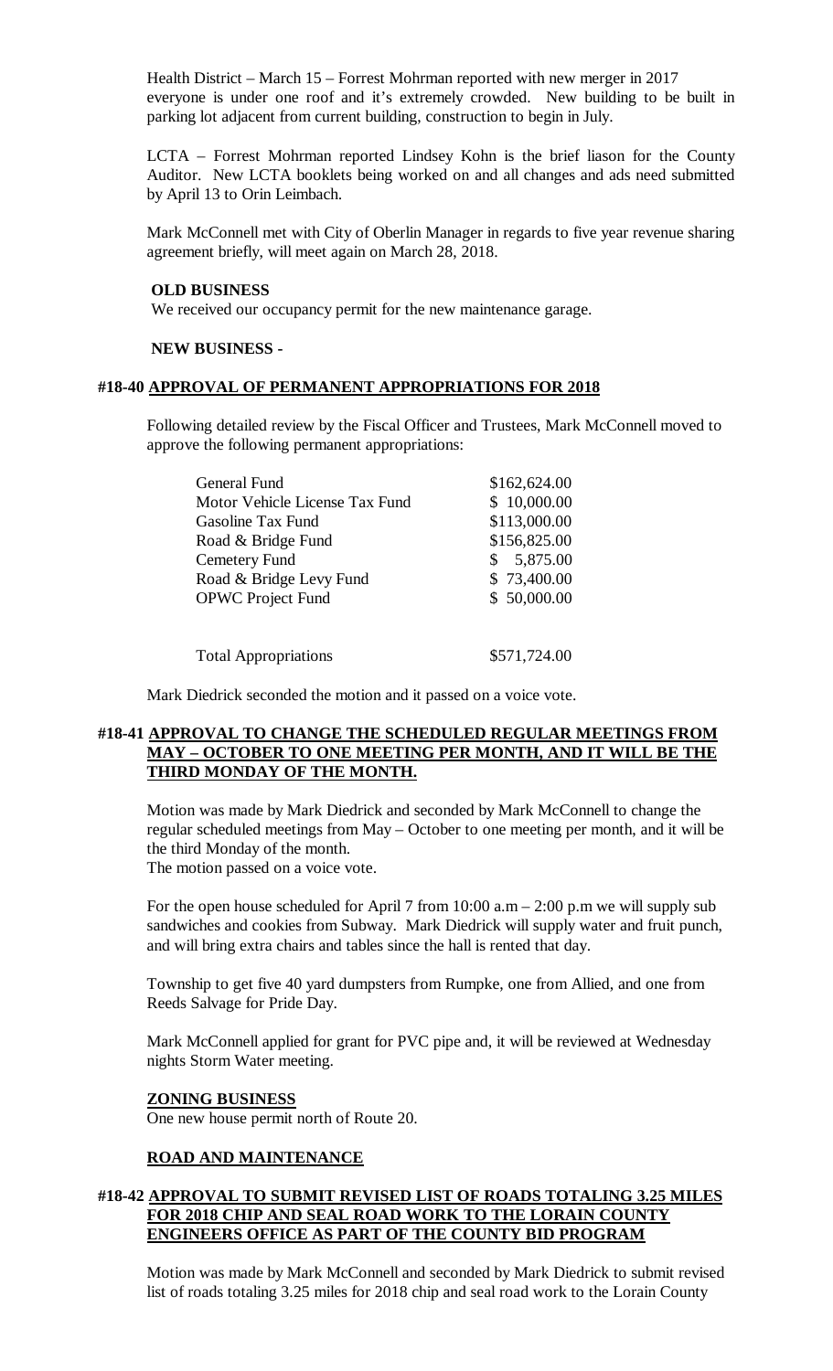Health District – March 15 – Forrest Mohrman reported with new merger in 2017 everyone is under one roof and it's extremely crowded. New building to be built in parking lot adjacent from current building, construction to begin in July.

LCTA – Forrest Mohrman reported Lindsey Kohn is the brief liason for the County Auditor. New LCTA booklets being worked on and all changes and ads need submitted by April 13 to Orin Leimbach.

Mark McConnell met with City of Oberlin Manager in regards to five year revenue sharing agreement briefly, will meet again on March 28, 2018.

**OLD BUSINESS**

We received our occupancy permit for the new maintenance garage.

**NEW BUSINESS -**

**#18-40 APPROVAL OF PERMANENT APPROPRIATIONS FOR 2018**

Following detailed review by the Fiscal Officer and Trustees, Mark McConnell moved to approve the following permanent appropriations:

| | |
|---|---|
| General Fund | \$162,624.00 |
| Motor Vehicle License Tax Fund | \$ 10,000.00 |
| Gasoline Tax Fund | \$113,000.00 |
| Road & Bridge Fund | \$156,825.00 |
| Cemetery Fund | \$ 5,875.00 |
| Road & Bridge Levy Fund | \$ 73,400.00 |
| OPWC Project Fund | \$ 50,000.00 |
| | |
| Total Appropriations | \$571,724.00 |

Mark Diedrick seconded the motion and it passed on a voice vote.

**#18-41 APPROVAL TO CHANGE THE SCHEDULED REGULAR MEETINGS FROM MAY – OCTOBER TO ONE MEETING PER MONTH, AND IT WILL BE THE THIRD MONDAY OF THE MONTH.**

Motion was made by Mark Diedrick and seconded by Mark McConnell to change the regular scheduled meetings from May – October to one meeting per month, and it will be the third Monday of the month.
The motion passed on a voice vote.

For the open house scheduled for April 7 from 10:00 a.m – 2:00 p.m we will supply sub sandwiches and cookies from Subway. Mark Diedrick will supply water and fruit punch, and will bring extra chairs and tables since the hall is rented that day.

Township to get five 40 yard dumpsters from Rumpke, one from Allied, and one from Reeds Salvage for Pride Day.

Mark McConnell applied for grant for PVC pipe and, it will be reviewed at Wednesday nights Storm Water meeting.

**ZONING BUSINESS**

One new house permit north of Route 20.

**ROAD AND MAINTENANCE**

**#18-42 APPROVAL TO SUBMIT REVISED LIST OF ROADS TOTALING 3.25 MILES FOR 2018 CHIP AND SEAL ROAD WORK TO THE LORAIN COUNTY ENGINEERS OFFICE AS PART OF THE COUNTY BID PROGRAM**

Motion was made by Mark McConnell and seconded by Mark Diedrick to submit revised list of roads totaling 3.25 miles for 2018 chip and seal road work to the Lorain County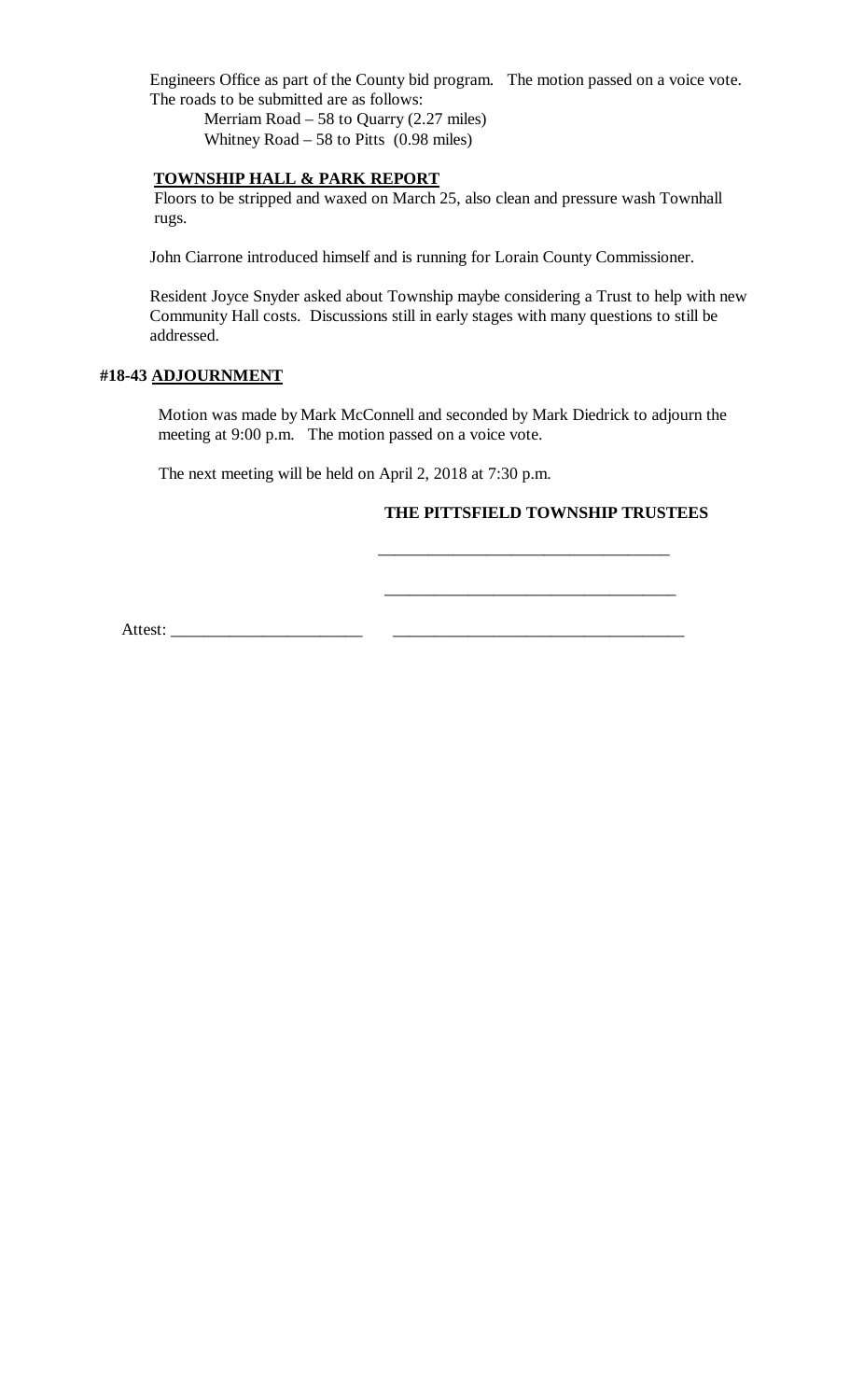Engineers Office as part of the County bid program. The motion passed on a voice vote. The roads to be submitted are as follows:

Merriam Road – 58 to Quarry (2.27 miles)
Whitney Road – 58 to Pitts (0.98 miles)

**TOWNSHIP HALL & PARK REPORT**

Floors to be stripped and waxed on March 25, also clean and pressure wash Townhall rugs.

John Ciarrone introduced himself and is running for Lorain County Commissioner.

Resident Joyce Snyder asked about Township maybe considering a Trust to help with new Community Hall costs. Discussions still in early stages with many questions to still be addressed.

**#18-43 ADJOURNMENT**

Motion was made by Mark McConnell and seconded by Mark Diedrick to adjourn the meeting at 9:00 p.m. The motion passed on a voice vote.

The next meeting will be held on April 2, 2018 at 7:30 p.m.

**THE PITTSFIELD TOWNSHIP TRUSTEES**

___________________________________

___________________________________

Attest: _______________________ ___________________________________